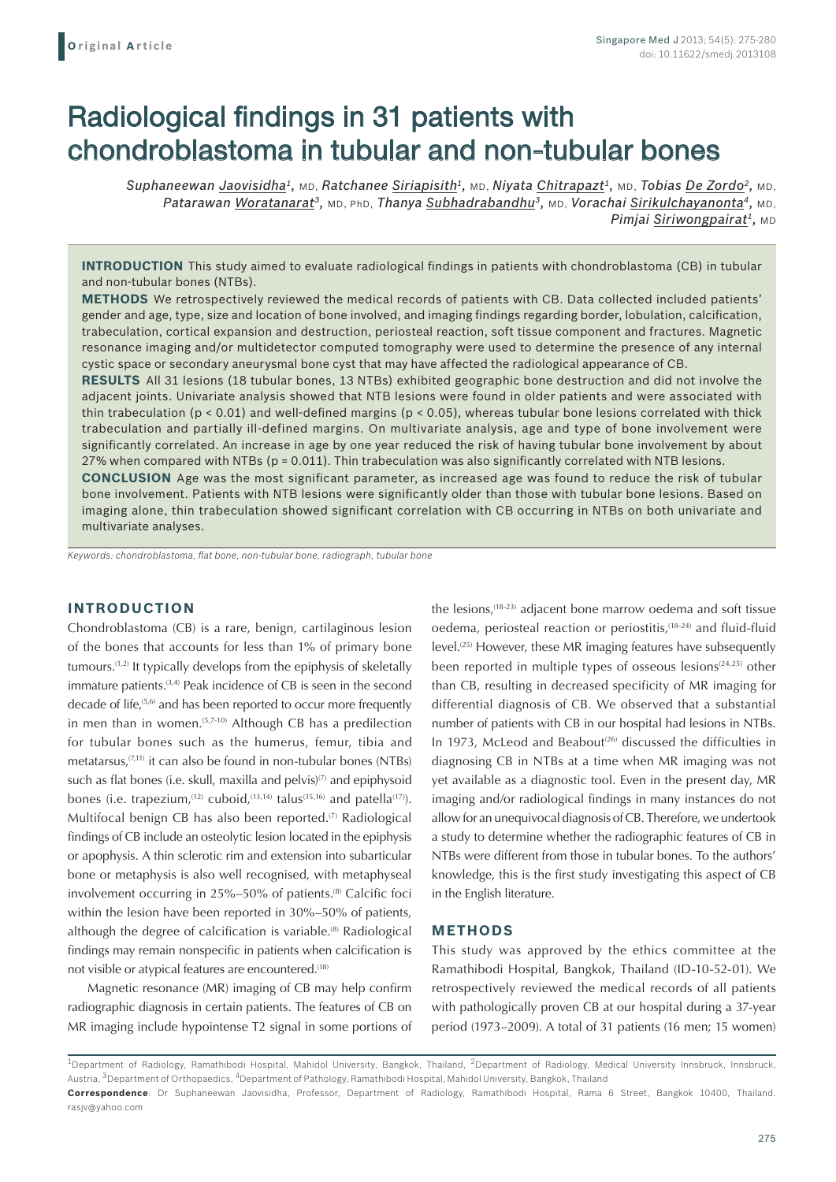**Original Article**

# Radiological findings in 31 patients with chondroblastoma in tubular and non-tubular bones

*Suphaneewan Jaovisidha[1], MD, Ratchanee Siriapisith[1], MD, Niyata Chitrapazt[1], MD, Tobias De Zordo[2], MD, Patarawan Woratanarat[3], MD, PhD, Thanya Subhadrabandhu[3], MD, Vorachai Sirikulchayanonta[4], MD, Pimjai Siriwongpairat[1], MD*

**INTRODUCTION** This study aimed to evaluate radiological findings in patients with chondroblastoma (CB) in tubular and non-tubular bones (NTBs).

**METHODS** We retrospectively reviewed the medical records of patients with CB. Data collected included patients' gender and age, type, size and location of bone involved, and imaging findings regarding border, lobulation, calcification, trabeculation, cortical expansion and destruction, periosteal reaction, soft tissue component and fractures. Magnetic resonance imaging and/or multidetector computed tomography were used to determine the presence of any internal cystic space or secondary aneurysmal bone cyst that may have affected the radiological appearance of CB.

**RESULTS** All 31 lesions (18 tubular bones, 13 NTBs) exhibited geographic bone destruction and did not involve the adjacent joints. Univariate analysis showed that NTB lesions were found in older patients and were associated with thin trabeculation ($p < 0.01$) and well-defined margins ($p < 0.05$), whereas tubular bone lesions correlated with thick trabeculation and partially ill-defined margins. On multivariate analysis, age and type of bone involvement were significantly correlated. An increase in age by one year reduced the risk of having tubular bone involvement by about 27% when compared with NTBs ($p = 0.011$). Thin trabeculation was also significantly correlated with NTB lesions.

**CONCLUSION** Age was the most significant parameter, as increased age was found to reduce the risk of tubular bone involvement. Patients with NTB lesions were significantly older than those with tubular bone lesions. Based on imaging alone, thin trabeculation showed significant correlation with CB occurring in NTBs on both univariate and multivariate analyses.

*Keywords: chondroblastoma, flat bone, non-tubular bone, radiograph, tubular bone*

## INTRODUCTION

Chondroblastoma (CB) is a rare, benign, cartilaginous lesion of the bones that accounts for less than 1% of primary bone tumours.[1,2] It typically develops from the epiphysis of skeletally immature patients.[3,4] Peak incidence of CB is seen in the second decade of life,[5,6] and has been reported to occur more frequently in men than in women.[5,7-10] Although CB has a predilection for tubular bones such as the humerus, femur, tibia and metatarsus,[7,11] it can also be found in non-tubular bones (NTBs) such as flat bones (i.e. skull, maxilla and pelvis)[7] and epiphysoid bones (i.e. trapezium,[12] cuboid,[13,14] talus[15,16] and patella[17]). Multifocal benign CB has also been reported.[7] Radiological findings of CB include an osteolytic lesion located in the epiphysis or apophysis. A thin sclerotic rim and extension into subarticular bone or metaphysis is also well recognised, with metaphyseal involvement occurring in 25%–50% of patients.[8] Calcific foci within the lesion have been reported in 30%–50% of patients, although the degree of calcification is variable.[8] Radiological findings may remain nonspecific in patients when calcification is not visible or atypical features are encountered.[18]

Magnetic resonance (MR) imaging of CB may help confirm radiographic diagnosis in certain patients. The features of CB on MR imaging include hypointense T2 signal in some portions of the lesions,[18-23] adjacent bone marrow oedema and soft tissue oedema, periosteal reaction or periostitis,[18-24] and fluid-fluid level.[25] However, these MR imaging features have subsequently been reported in multiple types of osseous lesions[24,25] other than CB, resulting in decreased specificity of MR imaging for differential diagnosis of CB. We observed that a substantial number of patients with CB in our hospital had lesions in NTBs. In 1973, McLeod and Beabout[26] discussed the difficulties in diagnosing CB in NTBs at a time when MR imaging was not yet available as a diagnostic tool. Even in the present day, MR imaging and/or radiological findings in many instances do not allow for an unequivocal diagnosis of CB. Therefore, we undertook a study to determine whether the radiographic features of CB in NTBs were different from those in tubular bones. To the authors' knowledge, this is the first study investigating this aspect of CB in the English literature.

## METHODS

This study was approved by the ethics committee at the Ramathibodi Hospital, Bangkok, Thailand (ID-10-52-01). We retrospectively reviewed the medical records of all patients with pathologically proven CB at our hospital during a 37-year period (1973–2009). A total of 31 patients (16 men; 15 women)

[1]Department of Radiology, Ramathibodi Hospital, Mahidol University, Bangkok, Thailand, [2]Department of Radiology, Medical University Innsbruck, Innsbruck, Austria, [3]Department of Orthopaedics, [4]Department of Pathology, Ramathibodi Hospital, Mahidol University, Bangkok, Thailand

**Correspondence**: Dr Suphaneewan Jaovisidha, Professor, Department of Radiology, Ramathibodi Hospital, Rama 6 Street, Bangkok 10400, Thailand. rasjv@yahoo.com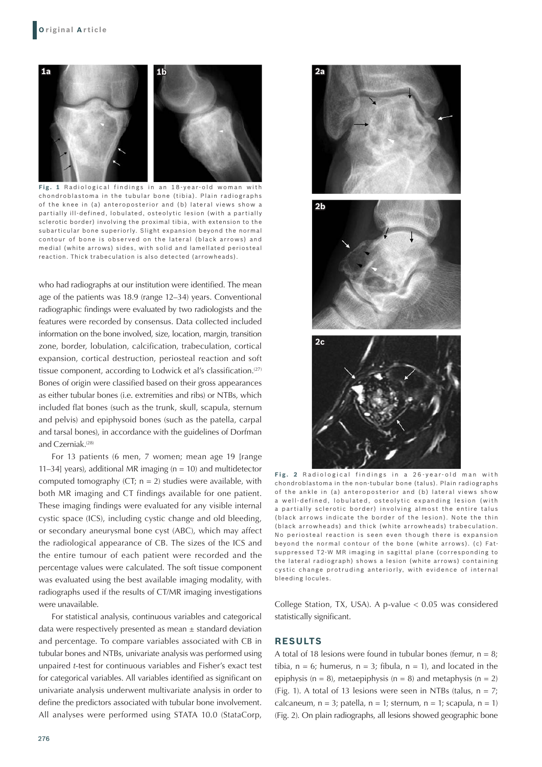**Fig. 1** Radiological findings in an 18-year-old woman with chondroblastoma in the tubular bone (tibia). Plain radiographs of the knee in (a) anteroposterior and (b) lateral views show a partially ill-defined, lobulated, osteolytic lesion (with a partially sclerotic border) involving the proximal tibia, with extension to the subarticular bone superiorly. Slight expansion beyond the normal contour of bone is observed on the lateral (black arrows) and medial (white arrows) sides, with solid and lamellated periosteal reaction. Thick trabeculation is also detected (arrowheads).

who had radiographs at our institution were identified. The mean age of the patients was 18.9 (range 12–34) years. Conventional radiographic findings were evaluated by two radiologists and the features were recorded by consensus. Data collected included information on the bone involved, size, location, margin, transition zone, border, lobulation, calcification, trabeculation, cortical expansion, cortical destruction, periosteal reaction and soft tissue component, according to Lodwick et al's classification.[27] Bones of origin were classified based on their gross appearances as either tubular bones (i.e. extremities and ribs) or NTBs, which included flat bones (such as the trunk, skull, scapula, sternum and pelvis) and epiphysoid bones (such as the patella, carpal and tarsal bones), in accordance with the guidelines of Dorfman and Czerniak.[28]

For 13 patients (6 men, 7 women; mean age 19 [range 11–34] years), additional MR imaging (n = 10) and multidetector computed tomography (CT; n = 2) studies were available, with both MR imaging and CT findings available for one patient. These imaging findings were evaluated for any visible internal cystic space (ICS), including cystic change and old bleeding, or secondary aneurysmal bone cyst (ABC), which may affect the radiological appearance of CB. The sizes of the ICS and the entire tumour of each patient were recorded and the percentage values were calculated. The soft tissue component was evaluated using the best available imaging modality, with radiographs used if the results of CT/MR imaging investigations were unavailable.

For statistical analysis, continuous variables and categorical data were respectively presented as mean ± standard deviation and percentage. To compare variables associated with CB in tubular bones and NTBs, univariate analysis was performed using unpaired *t*-test for continuous variables and Fisher's exact test for categorical variables. All variables identified as significant on univariate analysis underwent multivariate analysis in order to define the predictors associated with tubular bone involvement. All analyses were performed using STATA 10.0 (StataCorp, College Station, TX, USA). A p-value $< 0.05$ was considered statistically significant.

**Fig. 2** Radiological findings in a 26-year-old man with chondroblastoma in the non-tubular bone (talus). Plain radiographs of the ankle in (a) anteroposterior and (b) lateral views show a well-defined, lobulated, osteolytic expanding lesion (with a partially sclerotic border) involving almost the entire talus (black arrows indicate the border of the lesion). Note the thin (black arrowheads) and thick (white arrowheads) trabeculation. No periosteal reaction is seen even though there is expansion beyond the normal contour of the bone (white arrows). (c) Fat-suppressed T2-W MR imaging in sagittal plane (corresponding to the lateral radiograph) shows a lesion (white arrows) containing cystic change protruding anteriorly, with evidence of internal bleeding locules.

## RESULTS

A total of 18 lesions were found in tubular bones (femur, n = 8; tibia, n = 6; humerus, n = 3; fibula, n = 1), and located in the epiphysis (n = 8), metaepiphysis (n = 8) and metaphysis (n = 2) (Fig. 1). A total of 13 lesions were seen in NTBs (talus, n = 7; calcaneum, n = 3; patella, n = 1; sternum, n = 1; scapula, n = 1) (Fig. 2). On plain radiographs, all lesions showed geographic bone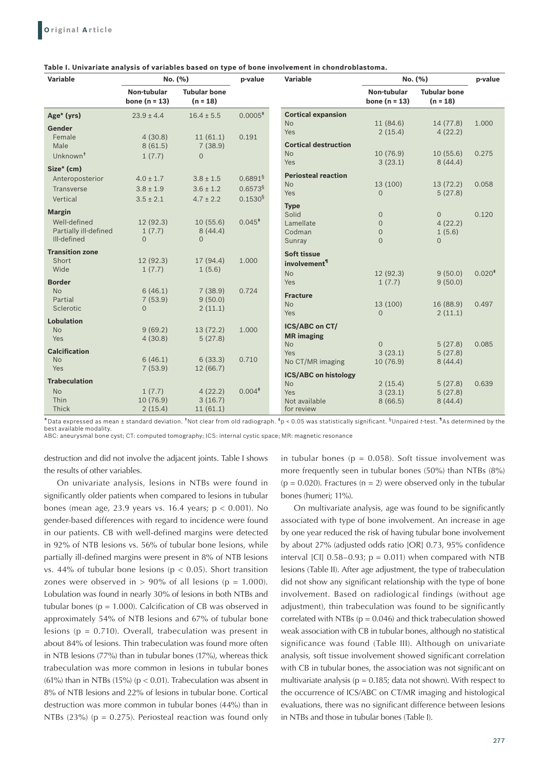**Table I. Univariate analysis of variables based on type of bone involvement in chondroblastoma.**

| Variable | No. (%) | | p-value |
|---|---|---|---|
| | Non-tubular bone (n = 13) | Tubular bone (n = 18) | |
| **Age*** (yrs) | 23.9 ± 4.4 | 16.4 ± 5.5 | 0.0005[‡] |
| **Gender** | | | |
| Female | 4 (30.8) | 11 (61.1) | 0.191 |
| Male | 8 (61.5) | 7 (38.9) | |
| Unknown[†] | 1 (7.7) | 0 | |
| **Size*** (cm) | | | |
| Anteroposterior | 4.0 ± 1.7 | 3.8 ± 1.5 | 0.6891[§] |
| Transverse | 3.8 ± 1.9 | 3.6 ± 1.2 | 0.6573[§] |
| Vertical | 3.5 ± 2.1 | 4.7 ± 2.2 | 0.1530[§] |
| **Margin** | | | |
| Well-defined | 12 (92.3) | 10 (55.6) | 0.045[‡] |
| Partially ill-defined | 1 (7.7) | 8 (44.4) | |
| Ill-defined | 0 | 0 | |
| **Transition zone** | | | |
| Short | 12 (92.3) | 17 (94.4) | 1.000 |
| Wide | 1 (7.7) | 1 (5.6) | |
| **Border** | | | |
| No | 6 (46.1) | 7 (38.9) | 0.724 |
| Partial | 7 (53.9) | 9 (50.0) | |
| Sclerotic | 0 | 2 (11.1) | |
| **Lobulation** | | | |
| No | 9 (69.2) | 13 (72.2) | 1.000 |
| Yes | 4 (30.8) | 5 (27.8) | |
| **Calcification** | | | |
| No | 6 (46.1) | 6 (33.3) | 0.710 |
| Yes | 7 (53.9) | 12 (66.7) | |
| **Trabeculation** | | | |
| No | 1 (7.7) | 4 (22.2) | 0.004[‡] |
| Thin | 10 (76.9) | 3 (16.7) | |
| Thick | 2 (15.4) | 11 (61.1) | |
| **Cortical expansion** | | | |
| No | 11 (84.6) | 14 (77.8) | 1.000 |
| Yes | 2 (15.4) | 4 (22.2) | |
| **Cortical destruction** | | | |
| No | 10 (76.9) | 10 (55.6) | 0.275 |
| Yes | 3 (23.1) | 8 (44.4) | |
| **Periosteal reaction** | | | |
| No | 13 (100) | 13 (72.2) | 0.058 |
| Yes | 0 | 5 (27.8) | |
| **Type** | | | |
| Solid | 0 | 0 | 0.120 |
| Lamellate | 0 | 4 (22.2) | |
| Codman | 0 | 1 (5.6) | |
| Sunray | 0 | 0 | |
| **Soft tissue involvement**[¶] | | | |
| No | 12 (92.3) | 9 (50.0) | 0.020[‡] |
| Yes | 1 (7.7) | 9 (50.0) | |
| **Fracture** | | | |
| No | 13 (100) | 16 (88.9) | 0.497 |
| Yes | 0 | 2 (11.1) | |
| **ICS/ABC on CT/MR imaging** | | | |
| No | 0 | 5 (27.8) | 0.085 |
| Yes | 3 (23.1) | 5 (27.8) | |
| No CT/MR imaging | 10 (76.9) | 8 (44.4) | |
| **ICS/ABC on histology** | | | |
| No | 2 (15.4) | 5 (27.8) | 0.639 |
| Yes | 3 (23.1) | 5 (27.8) | |
| Not available for review | 8 (66.5) | 8 (44.4) | |

*Data expressed as mean ± standard deviation. †Not clear from old radiograph. ‡p < 0.05 was statistically significant. §Unpaired *t*-test. ¶As determined by the best available modality.
ABC: aneurysmal bone cyst; CT: computed tomography; ICS: internal cystic space; MR: magnetic resonance

destruction and did not involve the adjacent joints. Table I shows the results of other variables.

On univariate analysis, lesions in NTBs were found in significantly older patients when compared to lesions in tubular bones (mean age, 23.9 years vs. 16.4 years; $p < 0.001$). No gender-based differences with regard to incidence were found in our patients. CB with well-defined margins were detected in 92% of NTB lesions vs. 56% of tubular bone lesions, while partially ill-defined margins were present in 8% of NTB lesions vs. 44% of tubular bone lesions ($p < 0.05$). Short transition zones were observed in > 90% of all lesions ($p = 1.000$). Lobulation was found in nearly 30% of lesions in both NTBs and tubular bones ($p = 1.000$). Calcification of CB was observed in approximately 54% of NTB lesions and 67% of tubular bone lesions ($p = 0.710$). Overall, trabeculation was present in about 84% of lesions. Thin trabeculation was found more often in NTB lesions (77%) than in tubular bones (17%), whereas thick trabeculation was more common in lesions in tubular bones (61%) than in NTBs (15%) ($p < 0.01$). Trabeculation was absent in 8% of NTB lesions and 22% of lesions in tubular bone. Cortical destruction was more common in tubular bones (44%) than in NTBs (23%) ($p = 0.275$). Periosteal reaction was found only in tubular bones ($p = 0.058$). Soft tissue involvement was more frequently seen in tubular bones (50%) than NTBs (8%) ($p = 0.020$). Fractures (n = 2) were observed only in the tubular bones (humeri; 11%).

On multivariate analysis, age was found to be significantly associated with type of bone involvement. An increase in age by one year reduced the risk of having tubular bone involvement by about 27% (adjusted odds ratio [OR] 0.73, 95% confidence interval [CI] 0.58–0.93; $p = 0.011$) when compared with NTB lesions (Table II). After age adjustment, the type of trabeculation did not show any significant relationship with the type of bone involvement. Based on radiological findings (without age adjustment), thin trabeculation was found to be significantly correlated with NTBs ($p = 0.046$) and thick trabeculation showed weak association with CB in tubular bones, although no statistical significance was found (Table III). Although on univariate analysis, soft tissue involvement showed significant correlation with CB in tubular bones, the association was not significant on multivariate analysis ($p = 0.185$; data not shown). With respect to the occurrence of ICS/ABC on CT/MR imaging and histological evaluations, there was no significant difference between lesions in NTBs and those in tubular bones (Table I).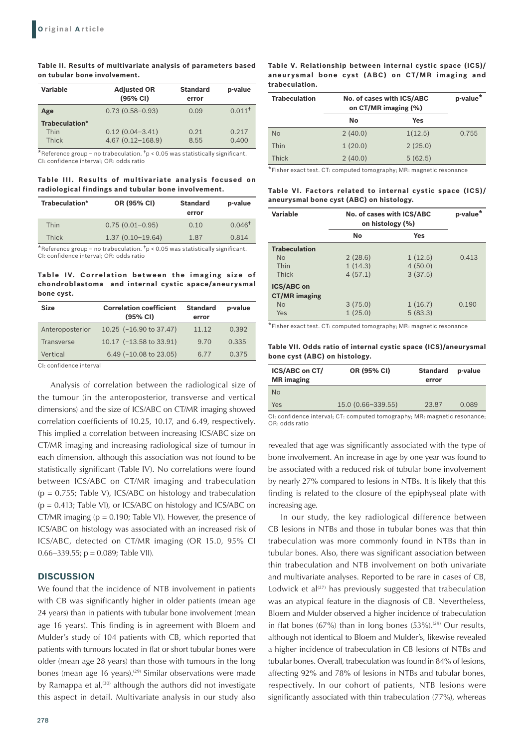**Table II. Results of multivariate analysis of parameters based on tubular bone involvement.**

| Variable | Adjusted OR (95% CI) | Standard error | p-value |
|---|---|---|---|
| **Age** | 0.73 (0.58–0.93) | 0.09 | 0.011[†] |
| **Trabeculation*** | | | |
| Thin | 0.12 (0.04–3.41) | 0.21 | 0.217 |
| Thick | 4.67 (0.12–168.9) | 8.55 | 0.400 |

*Reference group – no trabeculation. [†]p < 0.05 was statistically significant. CI: confidence interval; OR: odds ratio

**Table III. Results of multivariate analysis focused on radiological findings and tubular bone involvement.**

| Trabeculation* | OR (95% CI) | Standard error | p-value |
|---|---|---|---|
| Thin | 0.75 (0.01–0.95) | 0.10 | 0.046[†] |
| Thick | 1.37 (0.10–19.64) | 1.87 | 0.814 |

*Reference group – no trabeculation. [†]p < 0.05 was statistically significant. CI: confidence interval; OR: odds ratio

**Table IV. Correlation between the imaging size of chondroblastoma and internal cystic space/aneurysmal bone cyst.**

| Size | Correlation coefficient (95% CI) | Standard error | p-value |
|---|---|---|---|
| Anteroposterior | 10.25 (−16.90 to 37.47) | 11.12 | 0.392 |
| Transverse | 10.17 (−13.58 to 33.91) | 9.70 | 0.335 |
| Vertical | 6.49 (−10.08 to 23.05) | 6.77 | 0.375 |

CI: confidence interval

Analysis of correlation between the radiological size of the tumour (in the anteroposterior, transverse and vertical dimensions) and the size of ICS/ABC on CT/MR imaging showed correlation coefficients of 10.25, 10.17, and 6.49, respectively. This implied a correlation between increasing ICS/ABC size on CT/MR imaging and increasing radiological size of tumour in each dimension, although this association was not found to be statistically significant (Table IV). No correlations were found between ICS/ABC on CT/MR imaging and trabeculation (p = 0.755; Table V), ICS/ABC on histology and trabeculation (p = 0.413; Table VI), or ICS/ABC on histology and ICS/ABC on CT/MR imaging (p = 0.190; Table VI). However, the presence of ICS/ABC on histology was associated with an increased risk of ICS/ABC, detected on CT/MR imaging (OR 15.0, 95% CI 0.66–339.55; p = 0.089; Table VII).

## DISCUSSION

We found that the incidence of NTB involvement in patients with CB was significantly higher in older patients (mean age 24 years) than in patients with tubular bone involvement (mean age 16 years). This finding is in agreement with Bloem and Mulder's study of 104 patients with CB, which reported that patients with tumours located in flat or short tubular bones were older (mean age 28 years) than those with tumours in the long bones (mean age 16 years).[29] Similar observations were made by Ramappa et al,[30] although the authors did not investigate this aspect in detail. Multivariate analysis in our study also revealed that age was significantly associated with the type of bone involvement. An increase in age by one year was found to be associated with a reduced risk of tubular bone involvement by nearly 27% compared to lesions in NTBs. It is likely that this finding is related to the closure of the epiphyseal plate with increasing age.

In our study, the key radiological difference between CB lesions in NTBs and those in tubular bones was that thin trabeculation was more commonly found in NTBs than in tubular bones. Also, there was significant association between thin trabeculation and NTB involvement on both univariate and multivariate analyses. Reported to be rare in cases of CB, Lodwick et al[27] has previously suggested that trabeculation was an atypical feature in the diagnosis of CB. Nevertheless, Bloem and Mulder observed a higher incidence of trabeculation in flat bones (67%) than in long bones (53%).[29] Our results, although not identical to Bloem and Mulder's, likewise revealed a higher incidence of trabeculation in CB lesions of NTBs and tubular bones. Overall, trabeculation was found in 84% of lesions, affecting 92% and 78% of lesions in NTBs and tubular bones, respectively. In our cohort of patients, NTB lesions were significantly associated with thin trabeculation (77%), whereas

**Table V. Relationship between internal cystic space (ICS)/aneurysmal bone cyst (ABC) on CT/MR imaging and trabeculation.**

| Trabeculation | No. of cases with ICS/ABC on CT/MR imaging (%) | | p-value* |
|---|---|---|---|
| | No | Yes | |
| No | 2 (40.0) | 1(12.5) | 0.755 |
| Thin | 1 (20.0) | 2 (25.0) | |
| Thick | 2 (40.0) | 5 (62.5) | |

*Fisher exact test. CT: computed tomography; MR: magnetic resonance

**Table VI. Factors related to internal cystic space (ICS)/aneurysmal bone cyst (ABC) on histology.**

| Variable | No. of cases with ICS/ABC on histology (%) | | p-value* |
|---|---|---|---|
| | No | Yes | |
| **Trabeculation** | | | |
| No | 2 (28.6) | 1 (12.5) | 0.413 |
| Thin | 1 (14.3) | 4 (50.0) | |
| Thick | 4 (57.1) | 3 (37.5) | |
| **ICS/ABC on CT/MR imaging** | | | |
| No | 3 (75.0) | 1 (16.7) | 0.190 |
| Yes | 1 (25.0) | 5 (83.3) | |

*Fisher exact test. CT: computed tomography; MR: magnetic resonance

**Table VII. Odds ratio of internal cystic space (ICS)/aneurysmal bone cyst (ABC) on histology.**

| ICS/ABC on CT/MR imaging | OR (95% CI) | Standard error | p-value |
|---|---|---|---|
| No | | | |
| Yes | 15.0 (0.66–339.55) | 23.87 | 0.089 |

CI: confidence interval; CT: computed tomography; MR: magnetic resonance; OR: odds ratio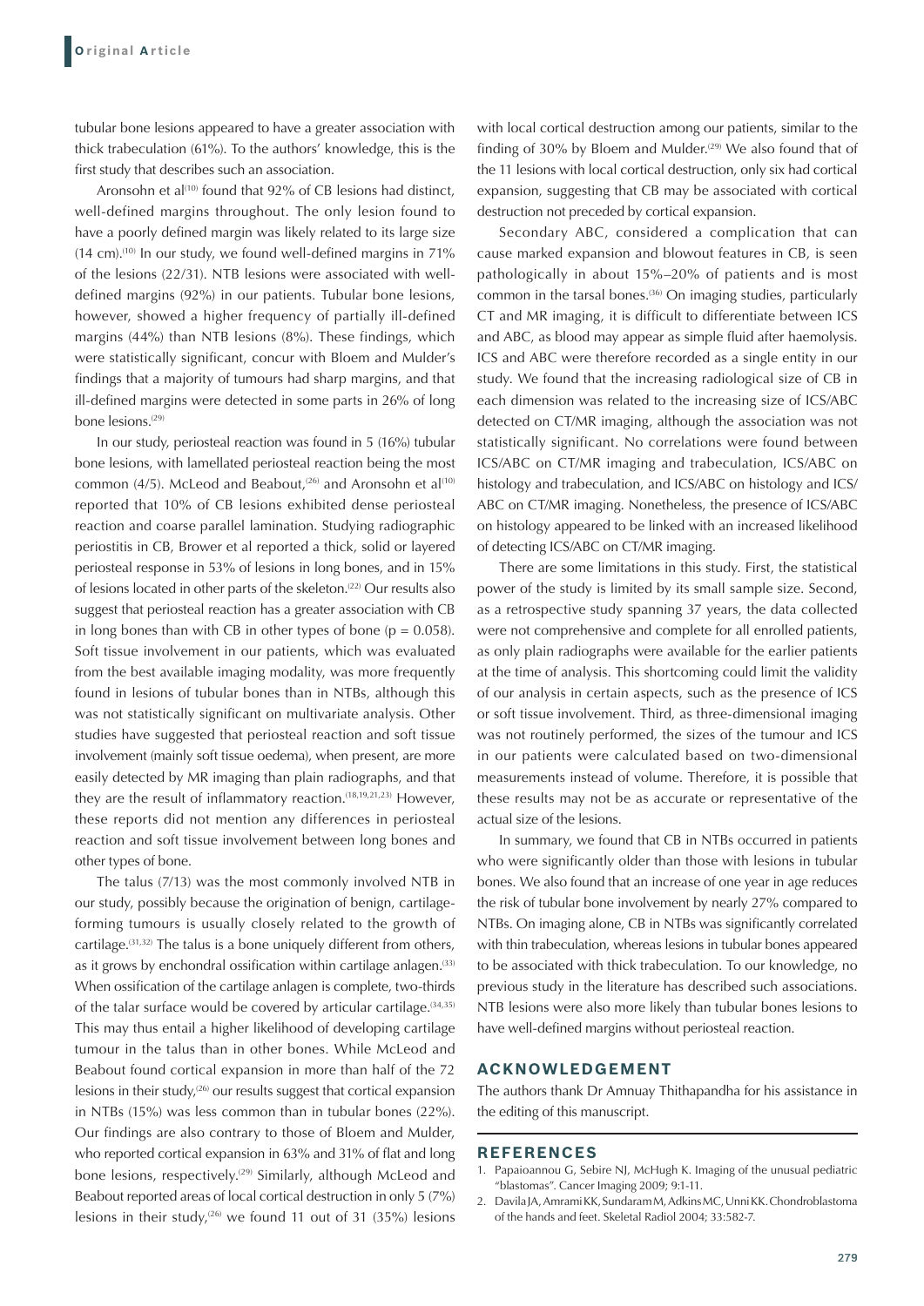tubular bone lesions appeared to have a greater association with thick trabeculation (61%). To the authors' knowledge, this is the first study that describes such an association.

Aronsohn et al[10] found that 92% of CB lesions had distinct, well-defined margins throughout. The only lesion found to have a poorly defined margin was likely related to its large size (14 cm).[10] In our study, we found well-defined margins in 71% of the lesions (22/31). NTB lesions were associated with well-defined margins (92%) in our patients. Tubular bone lesions, however, showed a higher frequency of partially ill-defined margins (44%) than NTB lesions (8%). These findings, which were statistically significant, concur with Bloem and Mulder's findings that a majority of tumours had sharp margins, and that ill-defined margins were detected in some parts in 26% of long bone lesions.[29]

In our study, periosteal reaction was found in 5 (16%) tubular bone lesions, with lamellated periosteal reaction being the most common (4/5). McLeod and Beabout,[26] and Aronsohn et al[10] reported that 10% of CB lesions exhibited dense periosteal reaction and coarse parallel lamination. Studying radiographic periostitis in CB, Brower et al reported a thick, solid or layered periosteal response in 53% of lesions in long bones, and in 15% of lesions located in other parts of the skeleton.[22] Our results also suggest that periosteal reaction has a greater association with CB in long bones than with CB in other types of bone ($p = 0.058$). Soft tissue involvement in our patients, which was evaluated from the best available imaging modality, was more frequently found in lesions of tubular bones than in NTBs, although this was not statistically significant on multivariate analysis. Other studies have suggested that periosteal reaction and soft tissue involvement (mainly soft tissue oedema), when present, are more easily detected by MR imaging than plain radiographs, and that they are the result of inflammatory reaction.[18,19,21,23] However, these reports did not mention any differences in periosteal reaction and soft tissue involvement between long bones and other types of bone.

The talus (7/13) was the most commonly involved NTB in our study, possibly because the origination of benign, cartilage-forming tumours is usually closely related to the growth of cartilage.[31,32] The talus is a bone uniquely different from others, as it grows by enchondral ossification within cartilage anlagen.[33] When ossification of the cartilage anlagen is complete, two-thirds of the talar surface would be covered by articular cartilage.[34,35] This may thus entail a higher likelihood of developing cartilage tumour in the talus than in other bones. While McLeod and Beabout found cortical expansion in more than half of the 72 lesions in their study,[26] our results suggest that cortical expansion in NTBs (15%) was less common than in tubular bones (22%). Our findings are also contrary to those of Bloem and Mulder, who reported cortical expansion in 63% and 31% of flat and long bone lesions, respectively.[29] Similarly, although McLeod and Beabout reported areas of local cortical destruction in only 5 (7%) lesions in their study,[26] we found 11 out of 31 (35%) lesions with local cortical destruction among our patients, similar to the finding of 30% by Bloem and Mulder.[29] We also found that of the 11 lesions with local cortical destruction, only six had cortical expansion, suggesting that CB may be associated with cortical destruction not preceded by cortical expansion.

Secondary ABC, considered a complication that can cause marked expansion and blowout features in CB, is seen pathologically in about 15%–20% of patients and is most common in the tarsal bones.[36] On imaging studies, particularly CT and MR imaging, it is difficult to differentiate between ICS and ABC, as blood may appear as simple fluid after haemolysis. ICS and ABC were therefore recorded as a single entity in our study. We found that the increasing radiological size of CB in each dimension was related to the increasing size of ICS/ABC detected on CT/MR imaging, although the association was not statistically significant. No correlations were found between ICS/ABC on CT/MR imaging and trabeculation, ICS/ABC on histology and trabeculation, and ICS/ABC on histology and ICS/ABC on CT/MR imaging. Nonetheless, the presence of ICS/ABC on histology appeared to be linked with an increased likelihood of detecting ICS/ABC on CT/MR imaging.

There are some limitations in this study. First, the statistical power of the study is limited by its small sample size. Second, as a retrospective study spanning 37 years, the data collected were not comprehensive and complete for all enrolled patients, as only plain radiographs were available for the earlier patients at the time of analysis. This shortcoming could limit the validity of our analysis in certain aspects, such as the presence of ICS or soft tissue involvement. Third, as three-dimensional imaging was not routinely performed, the sizes of the tumour and ICS in our patients were calculated based on two-dimensional measurements instead of volume. Therefore, it is possible that these results may not be as accurate or representative of the actual size of the lesions.

In summary, we found that CB in NTBs occurred in patients who were significantly older than those with lesions in tubular bones. We also found that an increase of one year in age reduces the risk of tubular bone involvement by nearly 27% compared to NTBs. On imaging alone, CB in NTBs was significantly correlated with thin trabeculation, whereas lesions in tubular bones appeared to be associated with thick trabeculation. To our knowledge, no previous study in the literature has described such associations. NTB lesions were also more likely than tubular bones lesions to have well-defined margins without periosteal reaction.

## ACKNOWLEDGEMENT

The authors thank Dr Amnuay Thithapandha for his assistance in the editing of this manuscript.

## REFERENCES

1. Papaioannou G, Sebire NJ, McHugh K. Imaging of the unusual pediatric "blastomas". Cancer Imaging 2009; 9:1-11.
2. Davila JA, Amrami KK, Sundaram M, Adkins MC, Unni KK. Chondroblastoma of the hands and feet. Skeletal Radiol 2004; 33:582-7.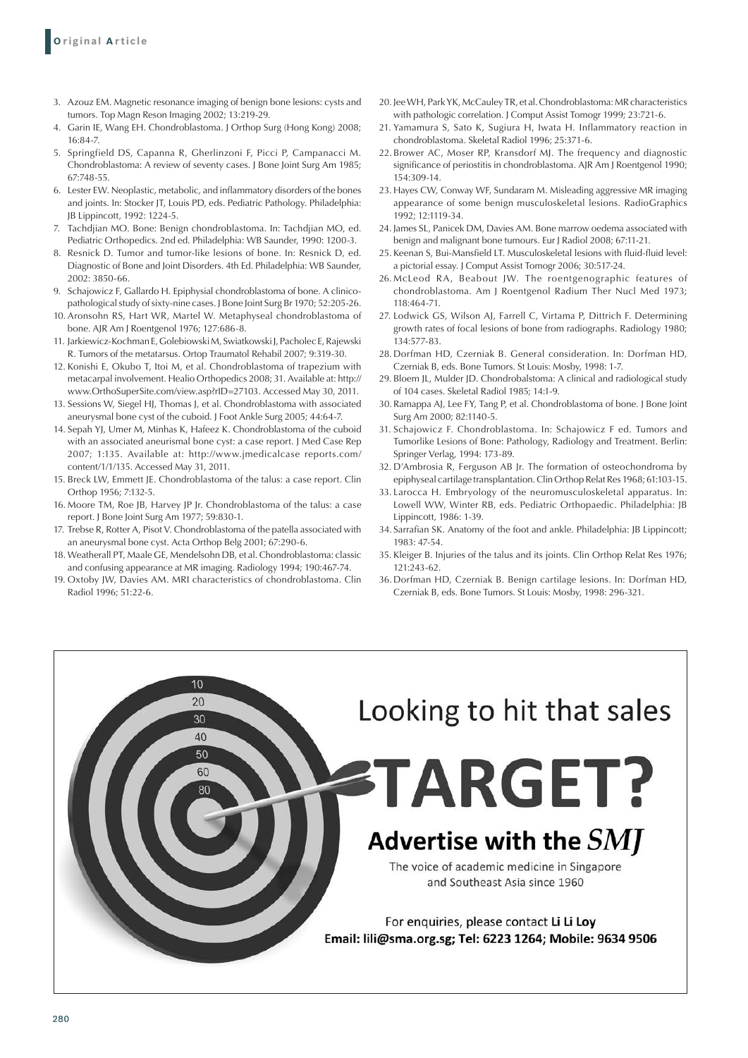3. Azouz EM. Magnetic resonance imaging of benign bone lesions: cysts and tumors. Top Magn Reson Imaging 2002; 13:219-29.
4. Garin IE, Wang EH. Chondroblastoma. J Orthop Surg (Hong Kong) 2008; 16:84-7.
5. Springfield DS, Capanna R, Gherlinzoni F, Picci P, Campanacci M. Chondroblastoma: A review of seventy cases. J Bone Joint Surg Am 1985; 67:748-55.
6. Lester EW. Neoplastic, metabolic, and inflammatory disorders of the bones and joints. In: Stocker JT, Louis PD, eds. Pediatric Pathology. Philadelphia: JB Lippincott, 1992: 1224-5.
7. Tachdjian MO. Bone: Benign chondroblastoma. In: Tachdjian MO, ed. Pediatric Orthopedics. 2nd ed. Philadelphia: WB Saunder, 1990: 1200-3.
8. Resnick D. Tumor and tumor-like lesions of bone. In: Resnick D, ed. Diagnostic of Bone and Joint Disorders. 4th Ed. Philadelphia: WB Saunder, 2002: 3850-66.
9. Schajowicz F, Gallardo H. Epiphysial chondroblastoma of bone. A clinico-pathological study of sixty-nine cases. J Bone Joint Surg Br 1970; 52:205-26.
10. Aronsohn RS, Hart WR, Martel W. Metaphyseal chondroblastoma of bone. AJR Am J Roentgenol 1976; 127:686-8.
11. Jarkiewicz-Kochman E, Golebiowski M, Swiatkowski J, Pacholec E, Rajewski R. Tumors of the metatarsus. Ortop Traumatol Rehabil 2007; 9:319-30.
12. Konishi E, Okubo T, Itoi M, et al. Chondroblastoma of trapezium with metacarpal involvement. Healio Orthopedics 2008; 31. Available at: http://www.OrthoSuperSite.com/view.asp?rID=27103. Accessed May 30, 2011.
13. Sessions W, Siegel HJ, Thomas J, et al. Chondroblastoma with associated aneurysmal bone cyst of the cuboid. J Foot Ankle Surg 2005; 44:64-7.
14. Sepah YJ, Umer M, Minhas K, Hafeez K. Chondroblastoma of the cuboid with an associated aneurismal bone cyst: a case report. J Med Case Rep 2007; 1:135. Available at: http://www.jmedicalcase reports.com/content/1/1/135. Accessed May 31, 2011.
15. Breck LW, Emmett JE. Chondroblastoma of the talus: a case report. Clin Orthop 1956; 7:132-5.
16. Moore TM, Roe JB, Harvey JP Jr. Chondroblastoma of the talus: a case report. J Bone Joint Surg Am 1977; 59:830-1.
17. Trebse R, Rotter A, Pisot V. Chondroblastoma of the patella associated with an aneurysmal bone cyst. Acta Orthop Belg 2001; 67:290-6.
18. Weatherall PT, Maale GE, Mendelsohn DB, et al. Chondroblastoma: classic and confusing appearance at MR imaging. Radiology 1994; 190:467-74.
19. Oxtoby JW, Davies AM. MRI characteristics of chondroblastoma. Clin Radiol 1996; 51:22-6.
20. Jee WH, Park YK, McCauley TR, et al. Chondroblastoma: MR characteristics with pathologic correlation. J Comput Assist Tomogr 1999; 23:721-6.
21. Yamamura S, Sato K, Sugiura H, Iwata H. Inflammatory reaction in chondroblastoma. Skeletal Radiol 1996; 25:371-6.
22. Brower AC, Moser RP, Kransdorf MJ. The frequency and diagnostic significance of periostitis in chondroblastoma. AJR Am J Roentgenol 1990; 154:309-14.
23. Hayes CW, Conway WF, Sundaram M. Misleading aggressive MR imaging appearance of some benign musculoskeletal lesions. RadioGraphics 1992; 12:1119-34.
24. James SL, Panicek DM, Davies AM. Bone marrow oedema associated with benign and malignant bone tumours. Eur J Radiol 2008; 67:11-21.
25. Keenan S, Bui-Mansfield LT. Musculoskeletal lesions with fluid-fluid level: a pictorial essay. J Comput Assist Tomogr 2006; 30:517-24.
26. McLeod RA, Beabout JW. The roentgenographic features of chondroblastoma. Am J Roentgenol Radium Ther Nucl Med 1973; 118:464-71.
27. Lodwick GS, Wilson AJ, Farrell C, Virtama P, Dittrich F. Determining growth rates of focal lesions of bone from radiographs. Radiology 1980; 134:577-83.
28. Dorfman HD, Czerniak B. General consideration. In: Dorfman HD, Czerniak B, eds. Bone Tumors. St Louis: Mosby, 1998: 1-7.
29. Bloem JL, Mulder JD. Chondrobalstoma: A clinical and radiological study of 104 cases. Skeletal Radiol 1985; 14:1-9.
30. Ramappa AJ, Lee FY, Tang P, et al. Chondroblastoma of bone. J Bone Joint Surg Am 2000; 82:1140-5.
31. Schajowicz F. Chondroblastoma. In: Schajowicz F ed. Tumors and Tumorlike Lesions of Bone: Pathology, Radiology and Treatment. Berlin: Springer Verlag, 1994: 173-89.
32. D'Ambrosia R, Ferguson AB Jr. The formation of osteochondroma by epiphyseal cartilage transplantation. Clin Orthop Relat Res 1968; 61:103-15.
33. Larocca H. Embryology of the neuromusculoskeletal apparatus. In: Lowell WW, Winter RB, eds. Pediatric Orthopaedic. Philadelphia: JB Lippincott, 1986: 1-39.
34. Sarrafian SK. Anatomy of the foot and ankle. Philadelphia: JB Lippincott; 1983: 47-54.
35. Kleiger B. Injuries of the talus and its joints. Clin Orthop Relat Res 1976; 121:243-62.
36. Dorfman HD, Czerniak B. Benign cartilage lesions. In: Dorfman HD, Czerniak B, eds. Bone Tumors. St Louis: Mosby, 1998: 296-321.

Looking to hit that sales

TARGET?

**Advertise with the *SMJ***

The voice of academic medicine in Singapore and Southeast Asia since 1960

For enquiries, please contact **Li Li Loy**
**Email: lili@sma.org.sg; Tel: 6223 1264; Mobile: 9634 9506**